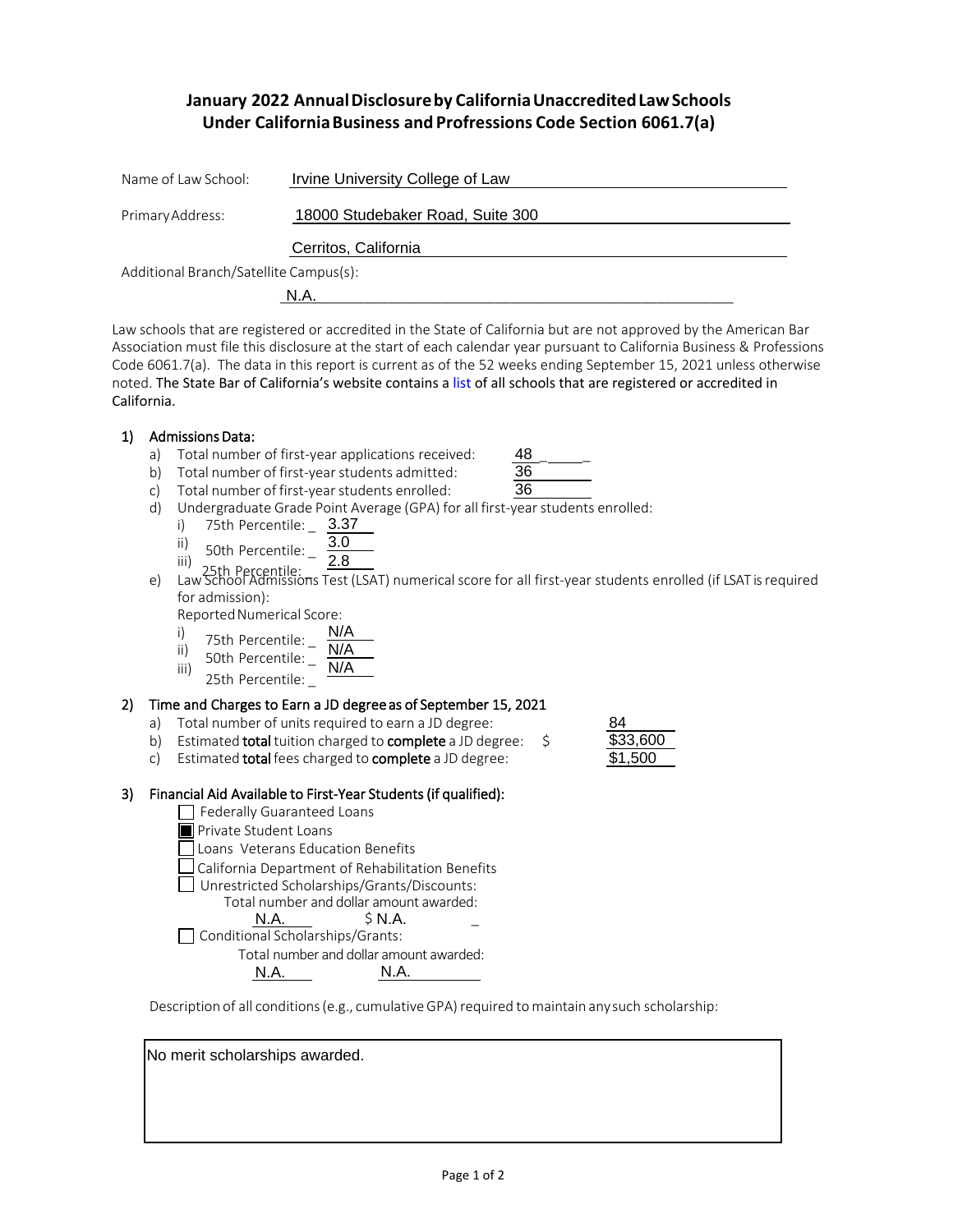# January 2022 Annual Disclosure by California Unaccredited Law Schools Under California Business and Profressions Code Section 6061.7(a)

Name of Law School: Irvine University College of Law

Primary Address: 18000 Studebaker Road, Suite 300

Cerritos, California

Additional Branch/Satellite Campus(s):

N.A.

Law schools that are registered or accredited in the State of California but are not approved by the American Bar Association must file this disclosure at the start of each calendar year pursuant to California Business & Professions Code 6061.7(a). The data in this report is current as of the 52 weeks ending September 15, 2021 unless otherwise noted. The State Bar of California's website contains a list of all schools that are registered or accredited in California.

## 1) Admissions Data:

a) Total number of first-year applications received: 48

b) Total number of first-year students admitted: 36

c) Total number of first-year students enrolled: 36

d) Undergraduate Grade Point Average (GPA) for all first-year students enrolled:

- i) 75th Percentile: 3.37
- ii) 50th Percentile: 3.0
- iii) 25th Percentile: 2.8

e) Law School Admissions Test (LSAT) numerical score for all first-year students enrolled (if LSAT is required for admission):

Reported Numerical Score:

- i) 75th Percentile: N/A
- ii) 50th Percentile: N/A
- iii) 25th Percentile: N/A

## 2) Time and Charges to Earn a JD degree as of September 15, 2021

a) Total number of units required to earn a JD degree: 84

b) Estimated **total** tuition charged to **complete** a JD degree: $33,600

c) Estimated **total** fees charged to **complete** a JD degree: $1,500

## 3) Financial Aid Available to First-Year Students (if qualified):

- ☐ Federally Guaranteed Loans
- ☒ Private Student Loans
- ☐ Loans Veterans Education Benefits
- ☐ California Department of Rehabilitation Benefits
- ☐ Unrestricted Scholarships/Grants/Discounts:
  Total number and dollar amount awarded:
  N.A. $ N.A.
- ☐ Conditional Scholarships/Grants:
  Total number and dollar amount awarded:
  N.A. N.A.

Description of all conditions (e.g., cumulative GPA) required to maintain any such scholarship:

No merit scholarships awarded.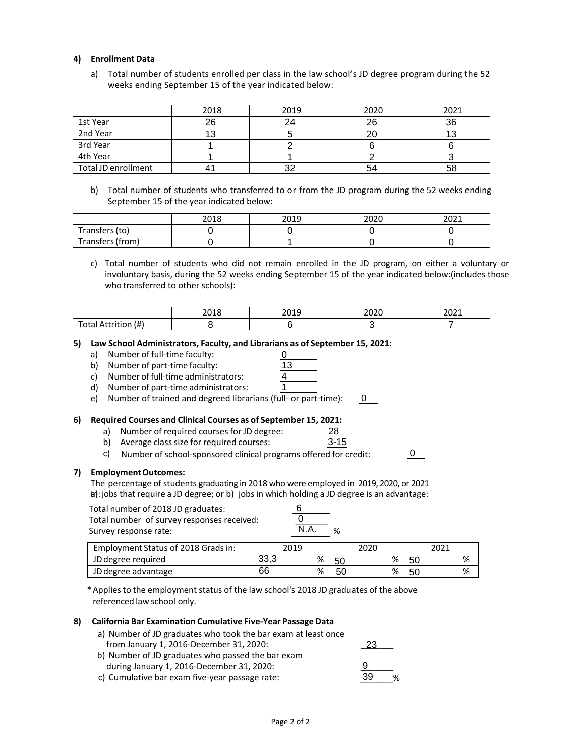**4) Enrollment Data**

a) Total number of students enrolled per class in the law school's JD degree program during the 52 weeks ending September 15 of the year indicated below:

| | 2018 | 2019 | 2020 | 2021 |
|---|---|---|---|---|
| 1st Year | 26 | 24 | 26 | 36 |
| 2nd Year | 13 | 5 | 20 | 13 |
| 3rd Year | 1 | 2 | 6 | 6 |
| 4th Year | 1 | 1 | 2 | 3 |
| Total JD enrollment | 41 | 32 | 54 | 58 |

b) Total number of students who transferred to or from the JD program during the 52 weeks ending September 15 of the year indicated below:

| | 2018 | 2019 | 2020 | 2021 |
|---|---|---|---|---|
| Transfers (to) | 0 | 0 | 0 | 0 |
| Transfers (from) | 0 | 1 | 0 | 0 |

c) Total number of students who did not remain enrolled in the JD program, on either a voluntary or involuntary basis, during the 52 weeks ending September 15 of the year indicated below:(includes those who transferred to other schools):

| | 2018 | 2019 | 2020 | 2021 |
|---|---|---|---|---|
| Total Attrition (#) | 8 | 6 | 3 | 7 |

**5) Law School Administrators, Faculty, and Librarians as of September 15, 2021:**

a) Number of full-time faculty: 0
b) Number of part-time faculty: 13
c) Number of full-time administrators: 4
d) Number of part-time administrators: 1
e) Number of trained and degreed librarians (full- or part-time): 0

**6) Required Courses and Clinical Courses as of September 15, 2021:**

a) Number of required courses for JD degree: 28
b) Average class size for required courses: 3-15
c) Number of school-sponsored clinical programs offered for credit: 0

**7) Employment Outcomes:**

The percentage of students graduating in 2018 who were employed in 2019, 2020, or 2021 in: a) jobs that require a JD degree; or b) jobs in which holding a JD degree is an advantage:

Total number of 2018 JD graduates: 6
Total number of survey responses received: 0
Survey response rate: N.A. %

| Employment Status of 2018 Grads in: | 2019 | 2020 | 2021 |
|---|---|---|---|
| JD degree required | 33,3 % | 50 % | 50 % |
| JD degree advantage | 66 % | 50 % | 50 % |

* Applies to the employment status of the law school's 2018 JD graduates of the above referenced law school only.

**8) California Bar Examination Cumulative Five-Year Passage Data**

a) Number of JD graduates who took the bar exam at least once from January 1, 2016-December 31, 2020: 23
b) Number of JD graduates who passed the bar exam during January 1, 2016-December 31, 2020: 9
c) Cumulative bar exam five-year passage rate: 39 %